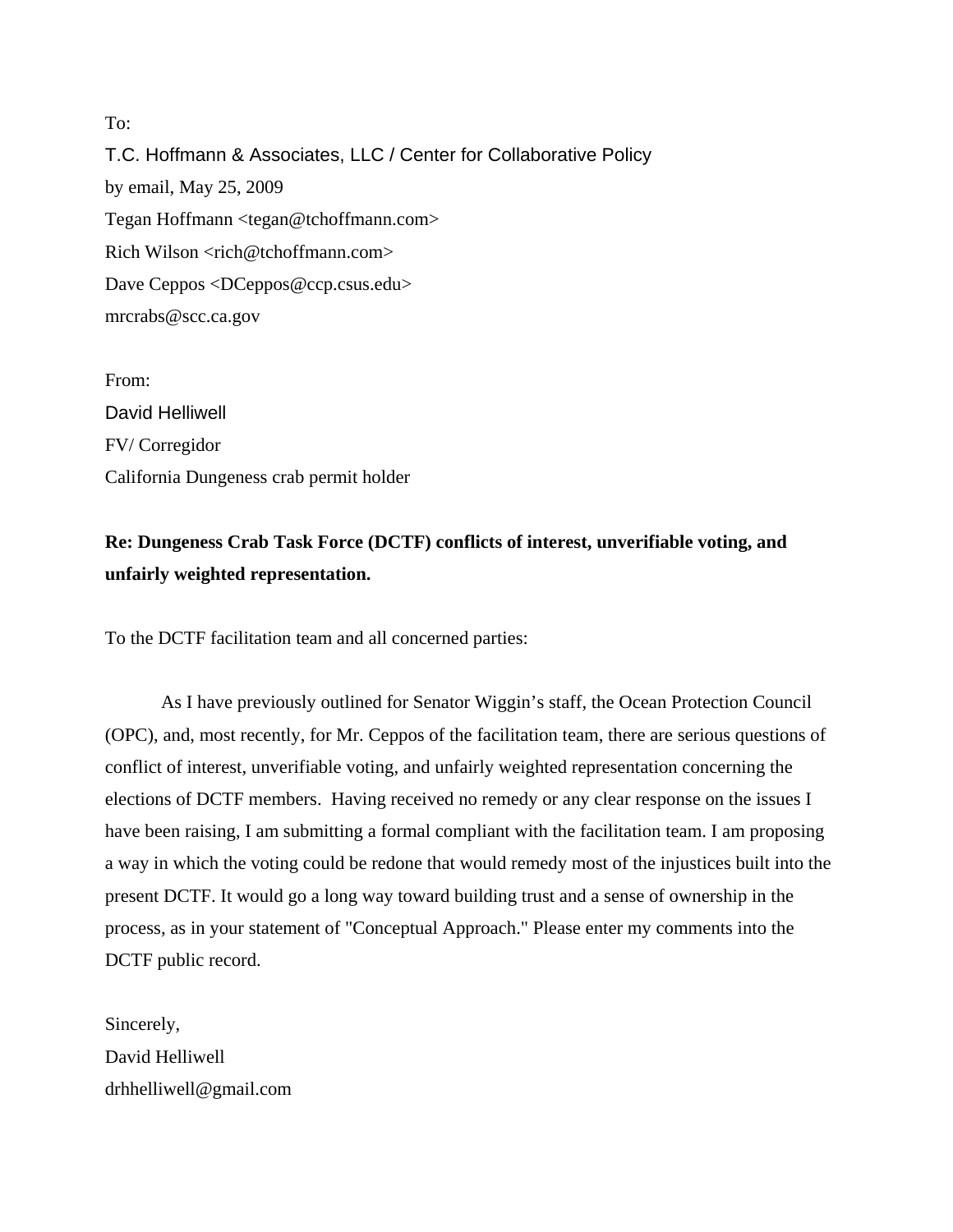To:

T.C. Hoffmann & Associates, LLC / Center for Collaborative Policy

by email, May 25, 2009

Tegan Hoffmann <tegan@tchoffmann.com>

Rich Wilson <rich@tchoffmann.com>

Dave Ceppos <DCeppos@ccp.csus.edu>

mrcrabs@scc.ca.gov

From:

David Helliwell

FV/ Corregidor

California Dungeness crab permit holder

**Re: Dungeness Crab Task Force (DCTF) conflicts of interest, unverifiable voting, and unfairly weighted representation.**

To the DCTF facilitation team and all concerned parties:

As I have previously outlined for Senator Wiggin's staff, the Ocean Protection Council (OPC), and, most recently, for Mr. Ceppos of the facilitation team, there are serious questions of conflict of interest, unverifiable voting, and unfairly weighted representation concerning the elections of DCTF members. Having received no remedy or any clear response on the issues I have been raising, I am submitting a formal compliant with the facilitation team. I am proposing a way in which the voting could be redone that would remedy most of the injustices built into the present DCTF. It would go a long way toward building trust and a sense of ownership in the process, as in your statement of "Conceptual Approach." Please enter my comments into the DCTF public record.

Sincerely,

David Helliwell

drhhelliwell@gmail.com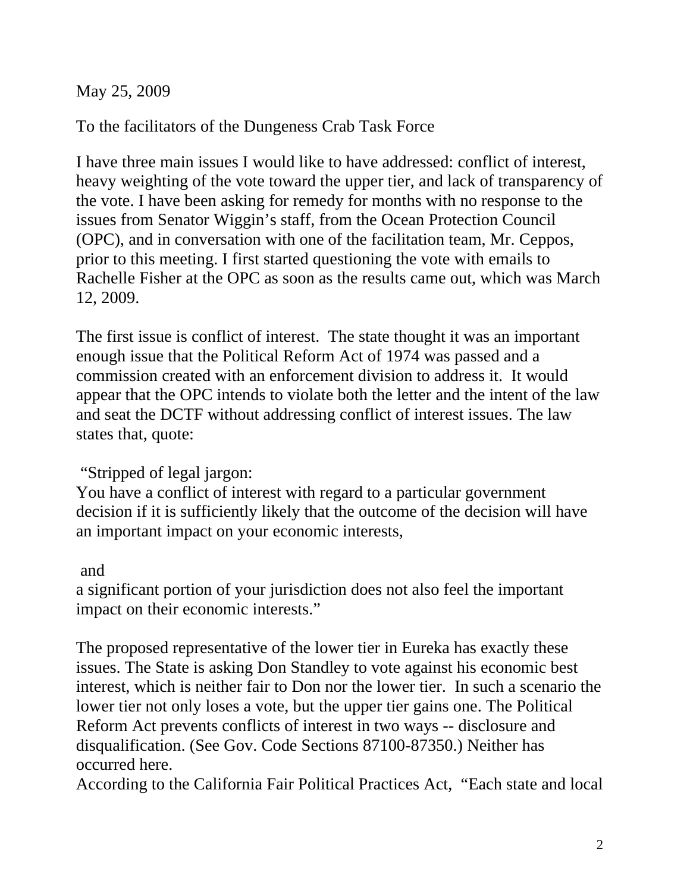May 25, 2009

To the facilitators of the Dungeness Crab Task Force

I have three main issues I would like to have addressed: conflict of interest, heavy weighting of the vote toward the upper tier, and lack of transparency of the vote. I have been asking for remedy for months with no response to the issues from Senator Wiggin's staff, from the Ocean Protection Council (OPC), and in conversation with one of the facilitation team, Mr. Ceppos, prior to this meeting. I first started questioning the vote with emails to Rachelle Fisher at the OPC as soon as the results came out, which was March 12, 2009.

The first issue is conflict of interest. The state thought it was an important enough issue that the Political Reform Act of 1974 was passed and a commission created with an enforcement division to address it. It would appear that the OPC intends to violate both the letter and the intent of the law and seat the DCTF without addressing conflict of interest issues. The law states that, quote:

"Stripped of legal jargon:
You have a conflict of interest with regard to a particular government decision if it is sufficiently likely that the outcome of the decision will have an important impact on your economic interests,

and
a significant portion of your jurisdiction does not also feel the important impact on their economic interests."

The proposed representative of the lower tier in Eureka has exactly these issues. The State is asking Don Standley to vote against his economic best interest, which is neither fair to Don nor the lower tier. In such a scenario the lower tier not only loses a vote, but the upper tier gains one. The Political Reform Act prevents conflicts of interest in two ways -- disclosure and disqualification. (See Gov. Code Sections 87100-87350.) Neither has occurred here.
According to the California Fair Political Practices Act, "Each state and local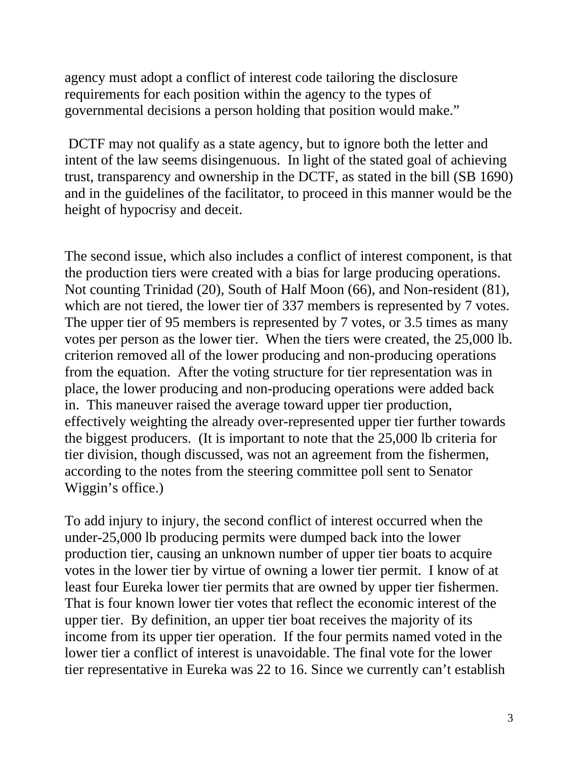agency must adopt a conflict of interest code tailoring the disclosure requirements for each position within the agency to the types of governmental decisions a person holding that position would make."

DCTF may not qualify as a state agency, but to ignore both the letter and intent of the law seems disingenuous. In light of the stated goal of achieving trust, transparency and ownership in the DCTF, as stated in the bill (SB 1690) and in the guidelines of the facilitator, to proceed in this manner would be the height of hypocrisy and deceit.

The second issue, which also includes a conflict of interest component, is that the production tiers were created with a bias for large producing operations. Not counting Trinidad (20), South of Half Moon (66), and Non-resident (81), which are not tiered, the lower tier of 337 members is represented by 7 votes. The upper tier of 95 members is represented by 7 votes, or 3.5 times as many votes per person as the lower tier. When the tiers were created, the 25,000 lb. criterion removed all of the lower producing and non-producing operations from the equation. After the voting structure for tier representation was in place, the lower producing and non-producing operations were added back in. This maneuver raised the average toward upper tier production, effectively weighting the already over-represented upper tier further towards the biggest producers. (It is important to note that the 25,000 lb criteria for tier division, though discussed, was not an agreement from the fishermen, according to the notes from the steering committee poll sent to Senator Wiggin's office.)

To add injury to injury, the second conflict of interest occurred when the under-25,000 lb producing permits were dumped back into the lower production tier, causing an unknown number of upper tier boats to acquire votes in the lower tier by virtue of owning a lower tier permit. I know of at least four Eureka lower tier permits that are owned by upper tier fishermen. That is four known lower tier votes that reflect the economic interest of the upper tier. By definition, an upper tier boat receives the majority of its income from its upper tier operation. If the four permits named voted in the lower tier a conflict of interest is unavoidable. The final vote for the lower tier representative in Eureka was 22 to 16. Since we currently can't establish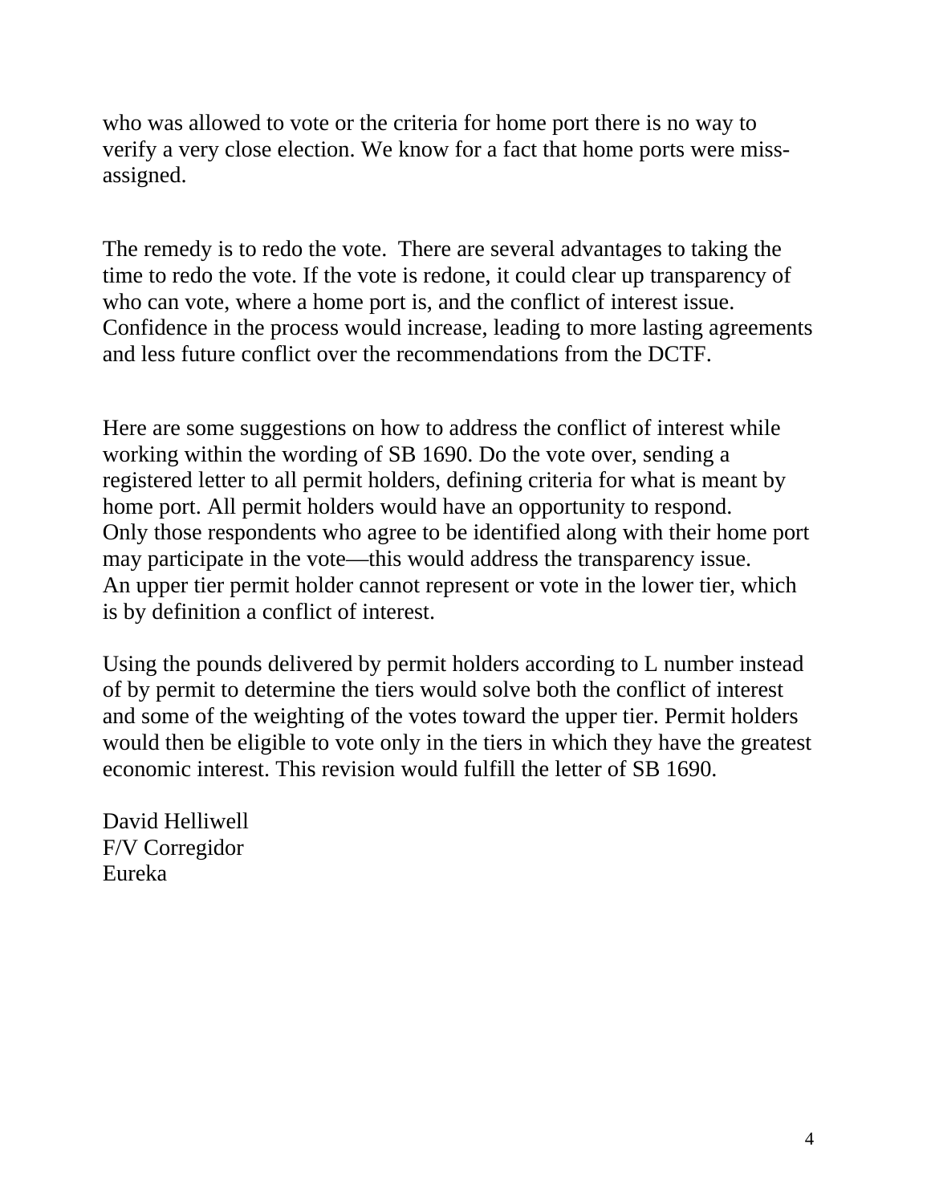who was allowed to vote or the criteria for home port there is no way to verify a very close election. We know for a fact that home ports were miss-assigned.

The remedy is to redo the vote. There are several advantages to taking the time to redo the vote. If the vote is redone, it could clear up transparency of who can vote, where a home port is, and the conflict of interest issue. Confidence in the process would increase, leading to more lasting agreements and less future conflict over the recommendations from the DCTF.

Here are some suggestions on how to address the conflict of interest while working within the wording of SB 1690. Do the vote over, sending a registered letter to all permit holders, defining criteria for what is meant by home port. All permit holders would have an opportunity to respond. Only those respondents who agree to be identified along with their home port may participate in the vote—this would address the transparency issue. An upper tier permit holder cannot represent or vote in the lower tier, which is by definition a conflict of interest.

Using the pounds delivered by permit holders according to L number instead of by permit to determine the tiers would solve both the conflict of interest and some of the weighting of the votes toward the upper tier. Permit holders would then be eligible to vote only in the tiers in which they have the greatest economic interest. This revision would fulfill the letter of SB 1690.

David Helliwell  
F/V Corregidor  
Eureka